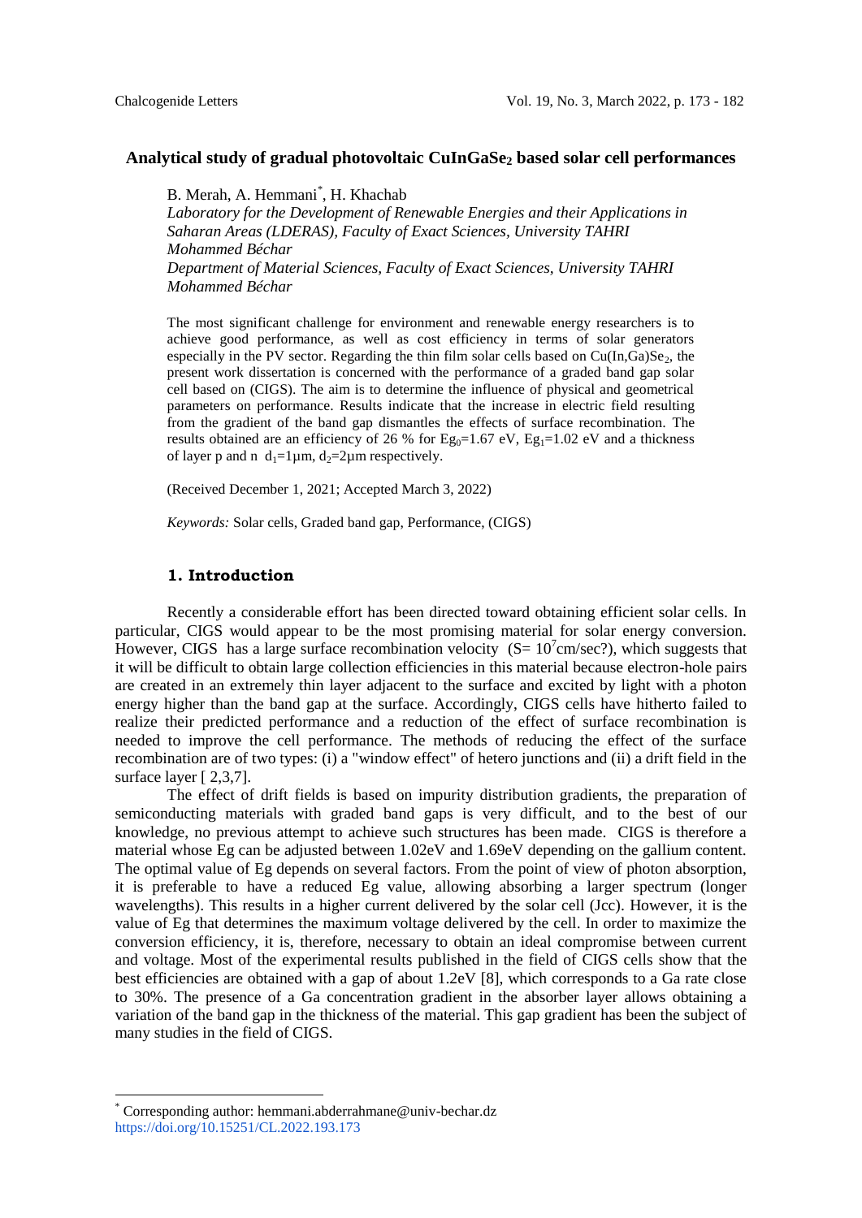# Analytical study of gradual photovoltaic $CuInGaSe_2$ based solar cell performances

B. Merah, A. Hemmani[*], H. Khachab

*Laboratory for the Development of Renewable Energies and their Applications in Saharan Areas (LDERAS), Faculty of Exact Sciences, University TAHRI Mohammed Béchar*

*Department of Material Sciences, Faculty of Exact Sciences, University TAHRI Mohammed Béchar*

The most significant challenge for environment and renewable energy researchers is to achieve good performance, as well as cost efficiency in terms of solar generators especially in the PV sector. Regarding the thin film solar cells based on $Cu(In,Ga)Se_2$, the present work dissertation is concerned with the performance of a graded band gap solar cell based on (CIGS). The aim is to determine the influence of physical and geometrical parameters on performance. Results indicate that the increase in electric field resulting from the gradient of the band gap dismantles the effects of surface recombination. The results obtained are an efficiency of 26 % for $Eg_0$=1.67 eV, $Eg_1$=1.02 eV and a thickness of layer p and n $d_1$=1µm, $d_2$=2µm respectively.

(Received December 1, 2021; Accepted March 3, 2022)

*Keywords:* Solar cells, Graded band gap, Performance, (CIGS)

## 1. Introduction

Recently a considerable effort has been directed toward obtaining efficient solar cells. In particular, CIGS would appear to be the most promising material for solar energy conversion. However, CIGS has a large surface recombination velocity ($S= 10^7$cm/sec?), which suggests that it will be difficult to obtain large collection efficiencies in this material because electron-hole pairs are created in an extremely thin layer adjacent to the surface and excited by light with a photon energy higher than the band gap at the surface. Accordingly, CIGS cells have hitherto failed to realize their predicted performance and a reduction of the effect of surface recombination is needed to improve the cell performance. The methods of reducing the effect of the surface recombination are of two types: (i) a "window effect" of hetero junctions and (ii) a drift field in the surface layer [ 2,3,7].

The effect of drift fields is based on impurity distribution gradients, the preparation of semiconducting materials with graded band gaps is very difficult, and to the best of our knowledge, no previous attempt to achieve such structures has been made. CIGS is therefore a material whose Eg can be adjusted between 1.02eV and 1.69eV depending on the gallium content. The optimal value of Eg depends on several factors. From the point of view of photon absorption, it is preferable to have a reduced Eg value, allowing absorbing a larger spectrum (longer wavelengths). This results in a higher current delivered by the solar cell (Jcc). However, it is the value of Eg that determines the maximum voltage delivered by the cell. In order to maximize the conversion efficiency, it is, therefore, necessary to obtain an ideal compromise between current and voltage. Most of the experimental results published in the field of CIGS cells show that the best efficiencies are obtained with a gap of about 1.2eV [8], which corresponds to a Ga rate close to 30%. The presence of a Ga concentration gradient in the absorber layer allows obtaining a variation of the band gap in the thickness of the material. This gap gradient has been the subject of many studies in the field of CIGS.

---

[*] Corresponding author: hemmani.abderrahmane@univ-bechar.dz
https://doi.org/10.15251/CL.2022.193.173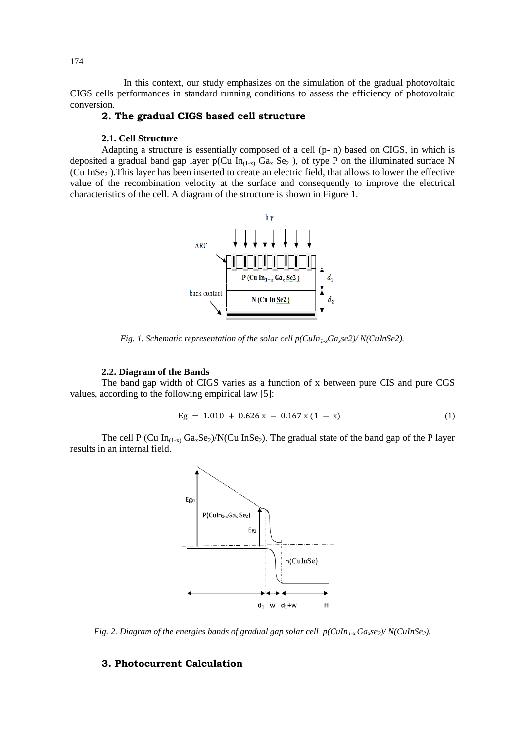In this context, our study emphasizes on the simulation of the gradual photovoltaic CIGS cells performances in standard running conditions to assess the efficiency of photovoltaic conversion.

## 2. The gradual CIGS based cell structure

### 2.1. Cell Structure

Adapting a structure is essentially composed of a cell (p- n) based on CIGS, in which is deposited a gradual band gap layer p($CuIn_{(1-x)}Ga_xSe_2$ ), of type P on the illuminated surface N ($CuInSe_2$ ).This layer has been inserted to create an electric field, that allows to lower the effective value of the recombination velocity at the surface and consequently to improve the electrical characteristics of the cell. A diagram of the structure is shown in Figure 1.

*Fig. 1. Schematic representation of the solar cell p($CuIn_{1-x}Ga_xse2$)/ N(CuInSe2).*

### 2.2. Diagram of the Bands

The band gap width of CIGS varies as a function of x between pure CIS and pure CGS values, according to the following empirical law [5]:

$$\mathrm{Eg} = 1.010 + 0.626\,\mathrm{x} - 0.167\,\mathrm{x}\,(1 - \mathrm{x}) \tag{1}$$

The cell P ($CuIn_{(1-x)}Ga_xSe_2$)/N($CuInSe_2$). The gradual state of the band gap of the P layer results in an internal field.

*Fig. 2. Diagram of the energies bands of gradual gap solar cell p($CuIn_{1-x}Ga_xse_2$)/ N($CuInSe_2$).*

## 3. Photocurrent Calculation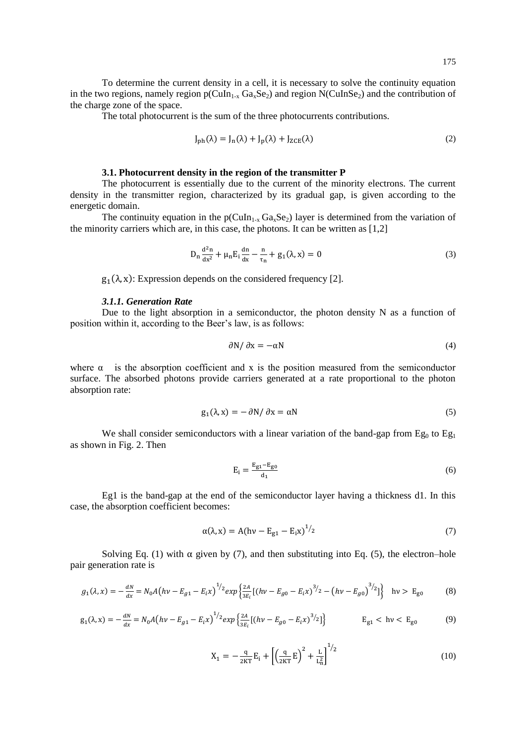To determine the current density in a cell, it is necessary to solve the continuity equation in the two regions, namely region p($CuIn_{1-x}Ga_xSe_2$) and region N($CuInSe_2$) and the contribution of the charge zone of the space.

The total photocurrent is the sum of the three photocurrents contributions.

$$J_{ph}(\lambda) = J_n(\lambda) + J_p(\lambda) + J_{ZCE}(\lambda) \tag{2}$$

### 3.1. Photocurrent density in the region of the transmitter P

The photocurrent is essentially due to the current of the minority electrons. The current density in the transmitter region, characterized by its gradual gap, is given according to the energetic domain.

The continuity equation in the p($CuIn_{1-x}Ga_xSe_2$) layer is determined from the variation of the minority carriers which are, in this case, the photons. It can be written as [1,2]

$$D_n \frac{d^2n}{dx^2} + \mu_n E_i \frac{dn}{dx} - \frac{n}{\tau_n} + g_1(\lambda, x) = 0 \tag{3}$$

$g_1(\lambda, x)$: Expression depends on the considered frequency [2].

#### *3.1.1. Generation Rate*

Due to the light absorption in a semiconductor, the photon density N as a function of position within it, according to the Beer's law, is as follows:

$$\partial N / \partial x = -\alpha N \tag{4}$$

where $\alpha$ is the absorption coefficient and x is the position measured from the semiconductor surface. The absorbed photons provide carriers generated at a rate proportional to the photon absorption rate:

$$g_1(\lambda, x) = -\partial N / \partial x = \alpha N \tag{5}$$

We shall consider semiconductors with a linear variation of the band-gap from $Eg_0$ to $Eg_1$ as shown in Fig. 2. Then

$$E_i = \frac{E_{g1} - E_{g0}}{d_1} \tag{6}$$

Eg1 is the band-gap at the end of the semiconductor layer having a thickness d1. In this case, the absorption coefficient becomes:

$$\alpha(\lambda, x) = A(h\nu - E_{g1} - E_i x)^{1/2} \tag{7}$$

Solving Eq. (1) with $\alpha$ given by (7), and then substituting into Eq. (5), the electron–hole pair generation rate is

$$g_1(\lambda, x) = -\frac{dN}{dx} = N_0 A\left(h\nu - E_{g1} - E_i x\right)^{1/2} exp\left\{\frac{2A}{3E_i}\left[(h\nu - E_{g0} - E_i x)^{3/2} - \left(h\nu - E_{g0}\right)^{3/2}\right]\right\} \quad h\nu > E_{g0} \tag{8}$$

$$g_1(\lambda, x) = -\frac{dN}{dx} = N_0 A\left(h\nu - E_{g1} - E_i x\right)^{1/2} exp\left\{\frac{2A}{3E_i}\left[(h\nu - E_{g0} - E_i x)^{3/2}\right]\right\} \quad E_{g1} < h\nu < E_{g0} \tag{9}$$

$$X_1 = -\frac{q}{2KT}E_i + \left[\left(\frac{q}{2KT}E\right)^2 + \frac{L}{L_n^2}\right]^{1/2} \tag{10}$$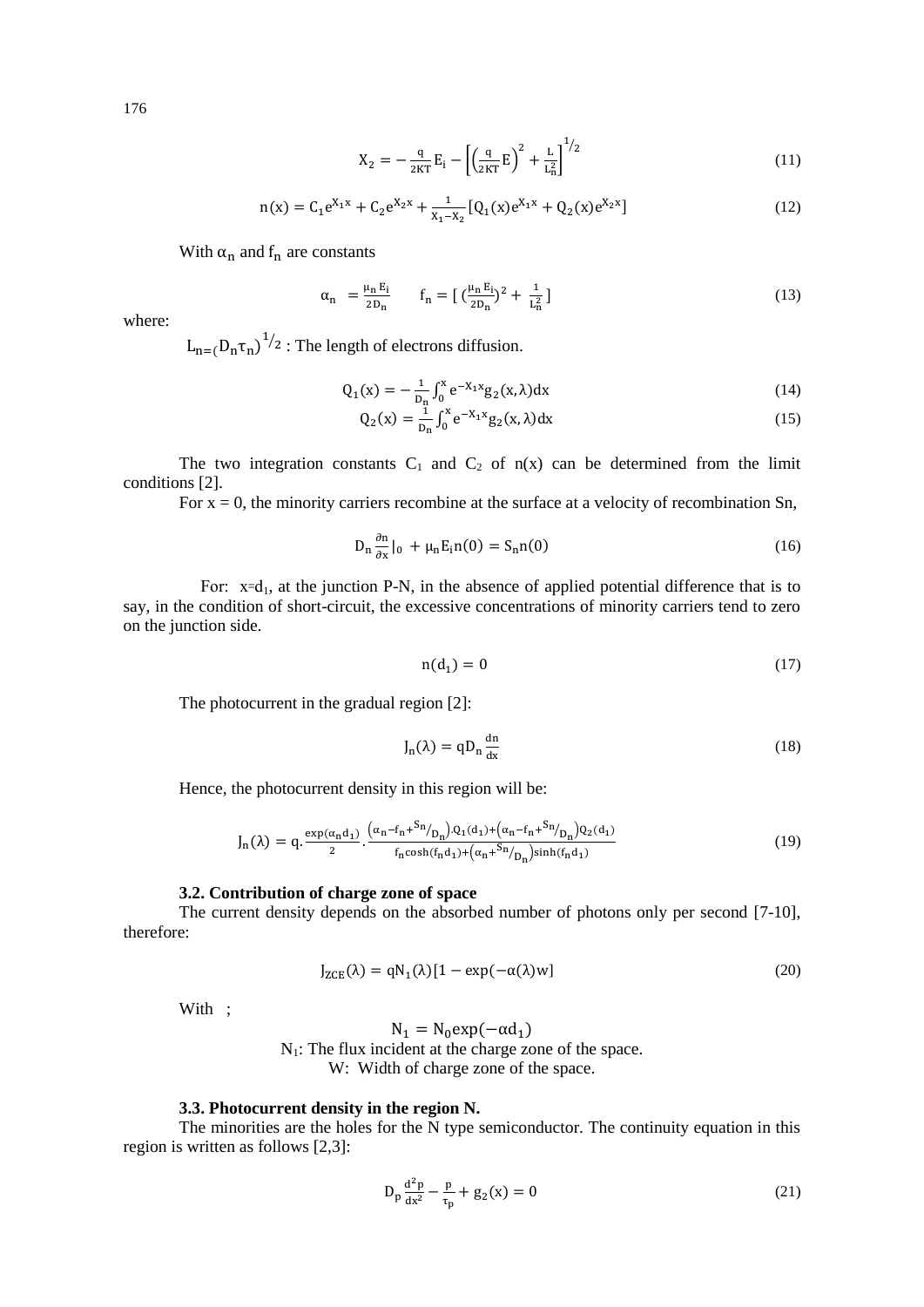$$X_2 = -\frac{q}{2KT}E_i - \left[\left(\frac{q}{2KT}E\right)^2 + \frac{L}{L_n^2}\right]^{1/2} \tag{11}$$

$$n(x) = C_1 e^{X_1 x} + C_2 e^{X_2 x} + \frac{1}{X_1 - X_2}\left[Q_1(x)e^{X_1 x} + Q_2(x)e^{X_2 x}\right] \tag{12}$$

With $\alpha_n$ and $f_n$ are constants

$$\alpha_n = \frac{\mu_n E_i}{2D_n} \qquad f_n = \left[\left(\frac{\mu_n E_i}{2D_n}\right)^2 + \frac{1}{L_n^2}\right] \tag{13}$$

where:

$L_n = (D_n \tau_n)^{1/2}$ : The length of electrons diffusion.

$$Q_1(x) = -\frac{1}{D_n}\int_0^x e^{-X_1 x} g_2(x,\lambda)dx \tag{14}$$

$$Q_2(x) = \frac{1}{D_n}\int_0^x e^{-X_1 x} g_2(x,\lambda)dx \tag{15}$$

The two integration constants $C_1$ and $C_2$ of $n(x)$ can be determined from the limit conditions [2].

For $x = 0$, the minority carriers recombine at the surface at a velocity of recombination Sn,

$$D_n \frac{\partial n}{\partial x}\Big|_0 + \mu_n E_i n(0) = S_n n(0) \tag{16}$$

For: $x=d_1$, at the junction P-N, in the absence of applied potential difference that is to say, in the condition of short-circuit, the excessive concentrations of minority carriers tend to zero on the junction side.

$$n(d_1) = 0 \tag{17}$$

The photocurrent in the gradual region [2]:

$$J_n(\lambda) = qD_n \frac{dn}{dx} \tag{18}$$

Hence, the photocurrent density in this region will be:

$$J_n(\lambda) = q.\frac{\exp(\alpha_n d_1)}{2}.\frac{\left(\alpha_n - f_n + {}^{S_n}/_{D_n}\right).Q_1(d_1) + \left(\alpha_n - f_n + {}^{S_n}/_{D_n}\right)Q_2(d_1)}{f_n \cosh(f_n d_1) + \left(\alpha_n + {}^{S_n}/_{D_n}\right)\sinh(f_n d_1)} \tag{19}$$

### 3.2. Contribution of charge zone of space

The current density depends on the absorbed number of photons only per second [7-10], therefore:

$$J_{ZCE}(\lambda) = qN_1(\lambda)\left[1 - \exp(-\alpha(\lambda)w\right] \tag{20}$$

With ;

$$N_1 = N_0 \exp(-\alpha d_1)$$

$N_1$: The flux incident at the charge zone of the space.

W: Width of charge zone of the space.

### 3.3. Photocurrent density in the region N.

The minorities are the holes for the N type semiconductor. The continuity equation in this region is written as follows [2,3]:

$$D_p \frac{d^2 p}{dx^2} - \frac{p}{\tau_p} + g_2(x) = 0 \tag{21}$$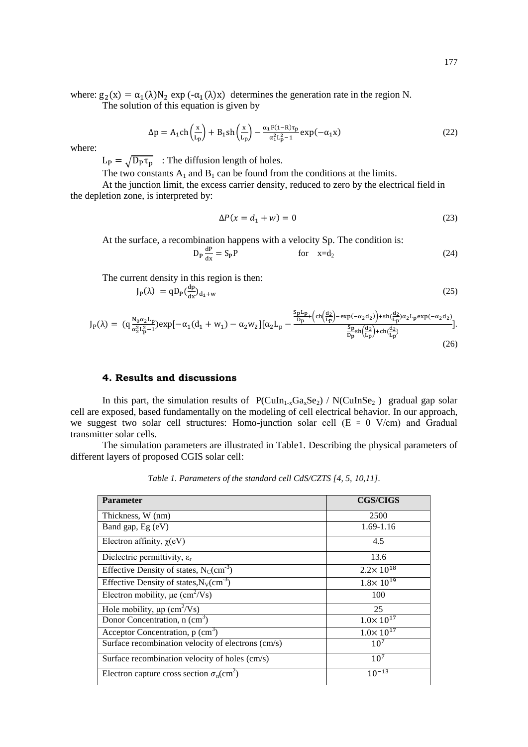where: $g_2(x) = \alpha_1(\lambda)N_2 \exp(-\alpha_1(\lambda)x)$ determines the generation rate in the region N.

The solution of this equation is given by

$$\Delta p = A_1 \mathrm{ch}\left(\frac{x}{L_p}\right) + B_1 \mathrm{sh}\left(\frac{x}{L_p}\right) - \frac{\alpha_1 F(1-R)\tau_p}{\alpha_1^2 L_p^2 - 1}\exp(-\alpha_1 x) \tag{22}$$

where:

$L_P = \sqrt{D_P \tau_p}$ : The diffusion length of holes.

The two constants $A_1$ and $B_1$ can be found from the conditions at the limits.

At the junction limit, the excess carrier density, reduced to zero by the electrical field in the depletion zone, is interpreted by:

$$\Delta P(x = d_1 + w) = 0 \tag{23}$$

At the surface, a recombination happens with a velocity Sp. The condition is:

$$D_P \frac{dP}{dx} = S_P P \qquad \text{for} \quad x = d_2 \tag{24}$$

The current density in this region is then:

$$J_P(\lambda) = qD_P\left(\frac{dp}{dx}\right)_{d_1+w} \tag{25}$$

$$J_P(\lambda) = \left(q\frac{N_0\alpha_2 L_p}{\alpha_2^2 L_p^2 - 1}\right)\exp[-\alpha_1(d_1 + w_1) - \alpha_2 w_2]\left[\alpha_2 L_p - \frac{\frac{S_p L_p}{D_p} + \left(\mathrm{ch}\left(\frac{d_2}{L_P}\right) - \exp(-\alpha_2 d_2)\right) + \mathrm{sh}\left(\frac{d_2}{L_p}\right)\alpha_2 L_p \exp(-\alpha_2 d_2)}{\frac{S_p}{D_p}\mathrm{sh}\left(\frac{d_2}{L_p}\right) + \mathrm{ch}\left(\frac{d_2}{L_p}\right)}\right]. \tag{26}$$

## 4. Results and discussions

In this part, the simulation results of $P(CuIn_{1-x}Ga_xSe_2)$ / $N(CuInSe_2)$ gradual gap solar cell are exposed, based fundamentally on the modeling of cell electrical behavior. In our approach, we suggest two solar cell structures: Homo-junction solar cell (E = 0 V/cm) and Gradual transmitter solar cells.

The simulation parameters are illustrated in Table1. Describing the physical parameters of different layers of proposed CGIS solar cell:

*Table 1. Parameters of the standard cell CdS/CZTS [4, 5, 10,11].*

| **Parameter** | **CGS/CIGS** |
|---|---|
| Thickness, W (nm) | 2500 |
| Band gap, Eg (eV) | 1.69-1.16 |
| Electron affinity, $\chi$(eV) | 4.5 |
| Dielectric permittivity, $\varepsilon_r$ | 13.6 |
| Effective Density of states, $N_C$($cm^{-3}$) | $2.2\times 10^{18}$ |
| Effective Density of states,$N_V$($cm^{-3}$) | $1.8\times 10^{19}$ |
| Electron mobility, $\mu e$ ($cm^2$/Vs) | 100 |
| Hole mobility, $\mu p$ ($cm^2$/Vs) | 25 |
| Donor Concentration, n ($cm^3$) | $1.0\times 10^{17}$ |
| Acceptor Concentration, p ($cm^3$) | $1.0\times 10^{17}$ |
| Surface recombination velocity of electrons (cm/s) | $10^7$ |
| Surface recombination velocity of holes (cm/s) | $10^7$ |
| Electron capture cross section $\sigma_n$($cm^2$) | $10^{-13}$ |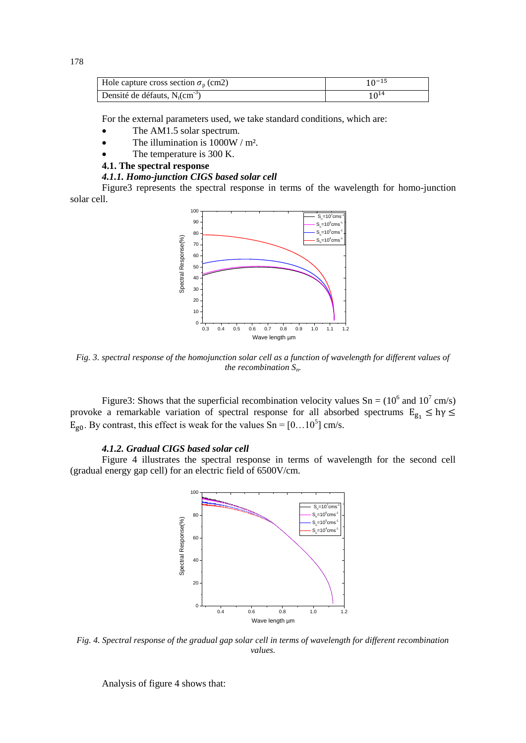| Hole capture cross section $\sigma_p$ (cm2) | $10^{-15}$ |
|---|---|
| Densité de défauts, $N_t$(cm$^{-3}$) | $10^{14}$ |

For the external parameters used, we take standard conditions, which are:

- The AM1.5 solar spectrum.
- The illumination is 1000W / m².
- The temperature is 300 K.

### 4.1. The spectral response

#### *4.1.1. Homo-junction CIGS based solar cell*

Figure3 represents the spectral response in terms of the wavelength for homo-junction solar cell.

*Fig. 3. spectral response of the homojunction solar cell as a function of wavelength for different values of the recombination $S_n$.*

Figure3: Shows that the superficial recombination velocity values Sn = ($10^6$ and $10^7$ cm/s) provoke a remarkable variation of spectral response for all absorbed spectrums $E_{g_1} \leq h\gamma \leq E_{g0}$. By contrast, this effect is weak for the values Sn = [0…$10^5$] cm/s.

#### *4.1.2. Gradual CIGS based solar cell*

Figure 4 illustrates the spectral response in terms of wavelength for the second cell (gradual energy gap cell) for an electric field of 6500V/cm.

*Fig. 4. Spectral response of the gradual gap solar cell in terms of wavelength for different recombination values.*

Analysis of figure 4 shows that: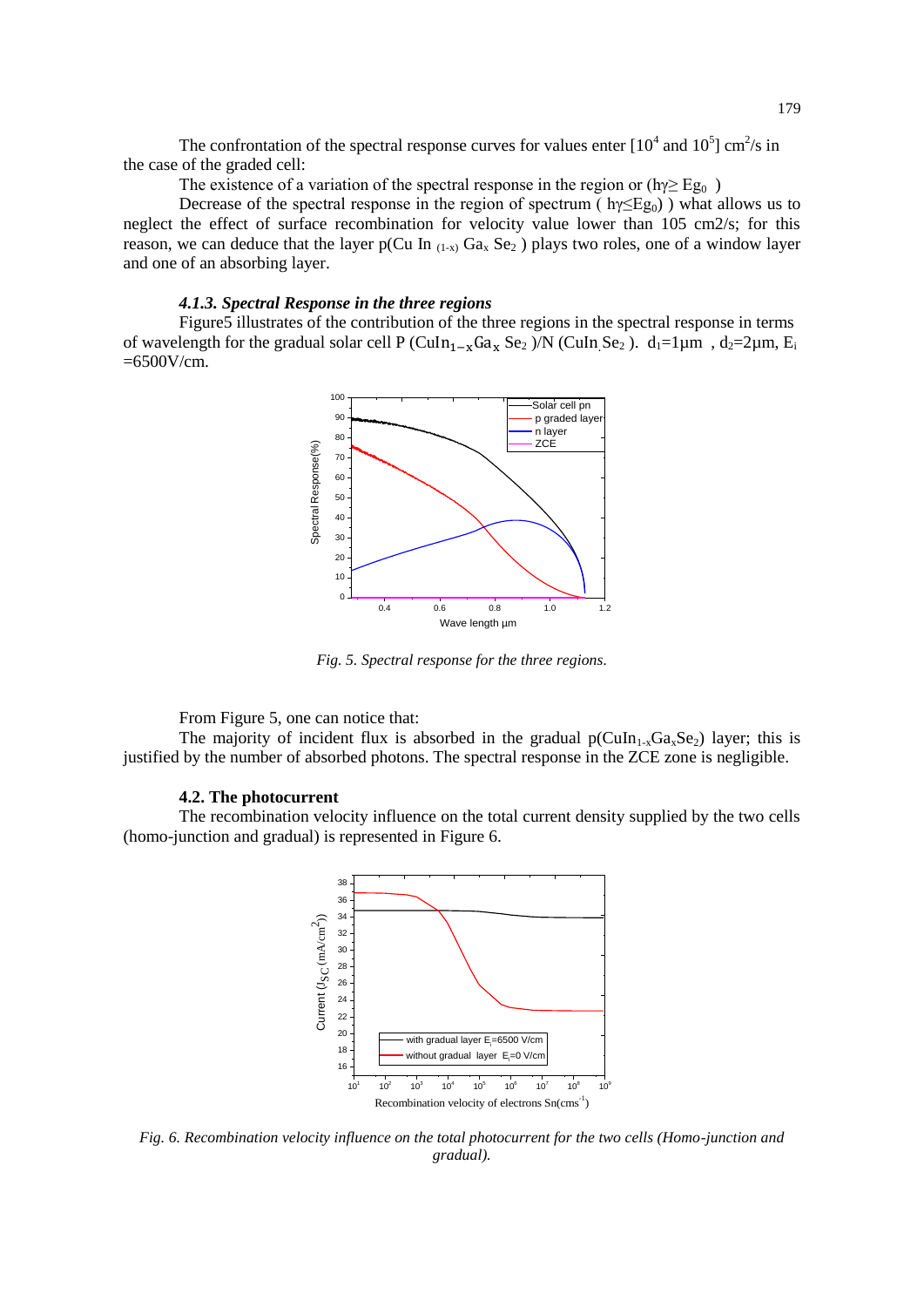The confrontation of the spectral response curves for values enter [$10^4$ and $10^5$] $cm^2/s$ in the case of the graded cell:

The existence of a variation of the spectral response in the region or ($h\gamma \geq Eg_0$ )

Decrease of the spectral response in the region of spectrum ( $h\gamma \leq Eg_0$) ) what allows us to neglect the effect of surface recombination for velocity value lower than 105 cm2/s; for this reason, we can deduce that the layer p(Cu In $_{(1-x)}$ $Ga_x$ $Se_2$ ) plays two roles, one of a window layer and one of an absorbing layer.

#### *4.1.3. Spectral Response in the three regions*

Figure5 illustrates of the contribution of the three regions in the spectral response in terms of wavelength for the gradual solar cell P ($CuIn_{1-x}Ga_x$ $Se_2$ )/N ($CuInSe_2$ ). $d_1$=1µm , $d_2$=2µm, $E_i$ =6500V/cm.

*Fig. 5. Spectral response for the three regions.*

From Figure 5, one can notice that:

The majority of incident flux is absorbed in the gradual p($CuIn_{1-x}Ga_xSe_2$) layer; this is justified by the number of absorbed photons. The spectral response in the ZCE zone is negligible.

### 4.2. The photocurrent

The recombination velocity influence on the total current density supplied by the two cells (homo-junction and gradual) is represented in Figure 6.

*Fig. 6. Recombination velocity influence on the total photocurrent for the two cells (Homo-junction and gradual).*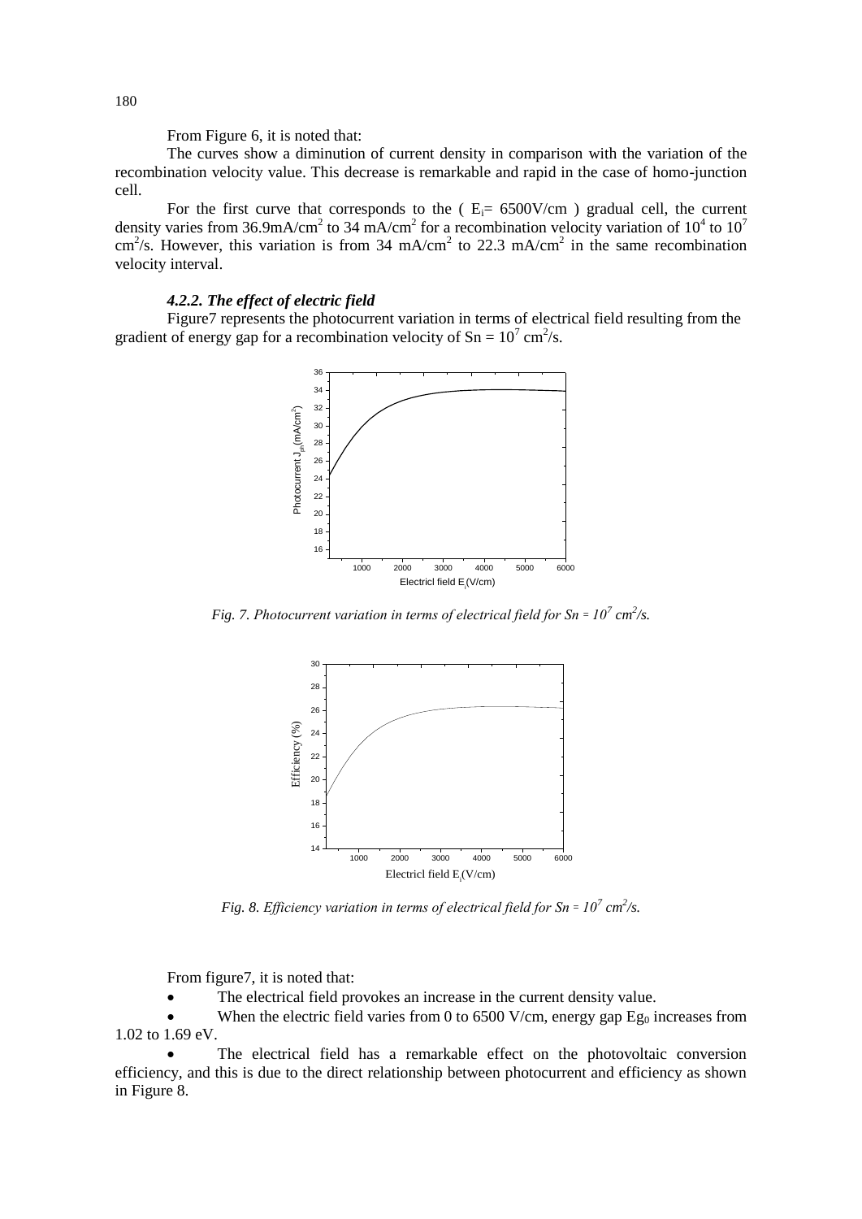From Figure 6, it is noted that:

The curves show a diminution of current density in comparison with the variation of the recombination velocity value. This decrease is remarkable and rapid in the case of homo-junction cell.

For the first curve that corresponds to the ( $E_i$= 6500V/cm ) gradual cell, the current density varies from 36.9mA/cm$^2$ to 34 mA/cm$^2$ for a recombination velocity variation of $10^4$ to $10^7$ cm$^2$/s. However, this variation is from 34 mA/cm$^2$ to 22.3 mA/cm$^2$ in the same recombination velocity interval.

#### *4.2.2. The effect of electric field*

Figure7 represents the photocurrent variation in terms of electrical field resulting from the gradient of energy gap for a recombination velocity of Sn = $10^7$ cm$^2$/s.

*Fig. 7. Photocurrent variation in terms of electrical field for Sn = $10^7$ cm$^2$/s.*

*Fig. 8. Efficiency variation in terms of electrical field for Sn = $10^7$ cm$^2$/s.*

From figure7, it is noted that:

- The electrical field provokes an increase in the current density value.
- When the electric field varies from 0 to 6500 V/cm, energy gap $Eg_0$ increases from 1.02 to 1.69 eV.
- The electrical field has a remarkable effect on the photovoltaic conversion efficiency, and this is due to the direct relationship between photocurrent and efficiency as shown in Figure 8.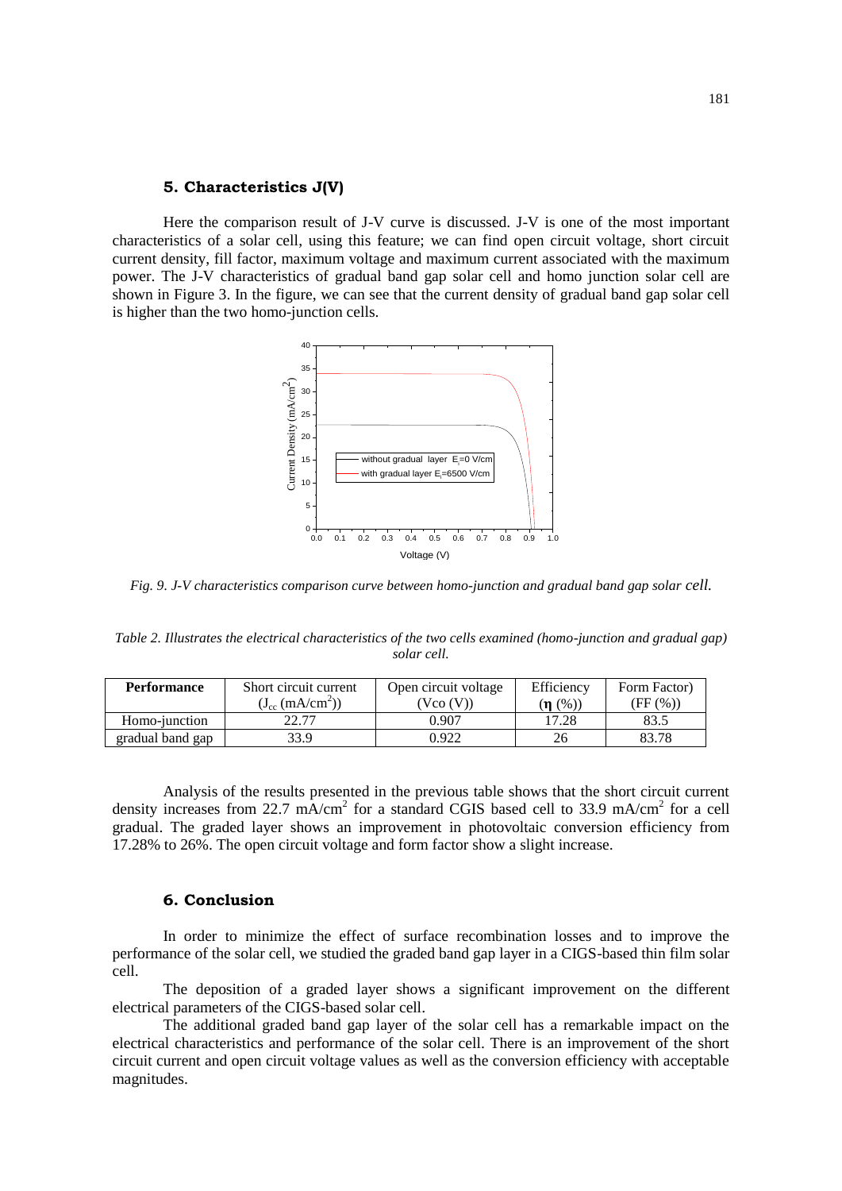## 5. Characteristics J(V)

Here the comparison result of J-V curve is discussed. J-V is one of the most important characteristics of a solar cell, using this feature; we can find open circuit voltage, short circuit current density, fill factor, maximum voltage and maximum current associated with the maximum power. The J-V characteristics of gradual band gap solar cell and homo junction solar cell are shown in Figure 3. In the figure, we can see that the current density of gradual band gap solar cell is higher than the two homo-junction cells.

*Fig. 9. J-V characteristics comparison curve between homo-junction and gradual band gap solar cell.*

*Table 2. Illustrates the electrical characteristics of the two cells examined (homo-junction and gradual gap) solar cell.*

| Performance | Short circuit current ($J_{cc}$ (mA/cm$^2$)) | Open circuit voltage (Vco (V)) | Efficiency ($\eta$ (%)) | Form Factor) (FF (%)) |
|---|---|---|---|---|
| Homo-junction | 22.77 | 0.907 | 17.28 | 83.5 |
| gradual band gap | 33.9 | 0.922 | 26 | 83.78 |

Analysis of the results presented in the previous table shows that the short circuit current density increases from 22.7 mA/cm$^2$ for a standard CGIS based cell to 33.9 mA/cm$^2$ for a cell gradual. The graded layer shows an improvement in photovoltaic conversion efficiency from 17.28% to 26%. The open circuit voltage and form factor show a slight increase.

## 6. Conclusion

In order to minimize the effect of surface recombination losses and to improve the performance of the solar cell, we studied the graded band gap layer in a CIGS-based thin film solar cell.

The deposition of a graded layer shows a significant improvement on the different electrical parameters of the CIGS-based solar cell.

The additional graded band gap layer of the solar cell has a remarkable impact on the electrical characteristics and performance of the solar cell. There is an improvement of the short circuit current and open circuit voltage values as well as the conversion efficiency with acceptable magnitudes.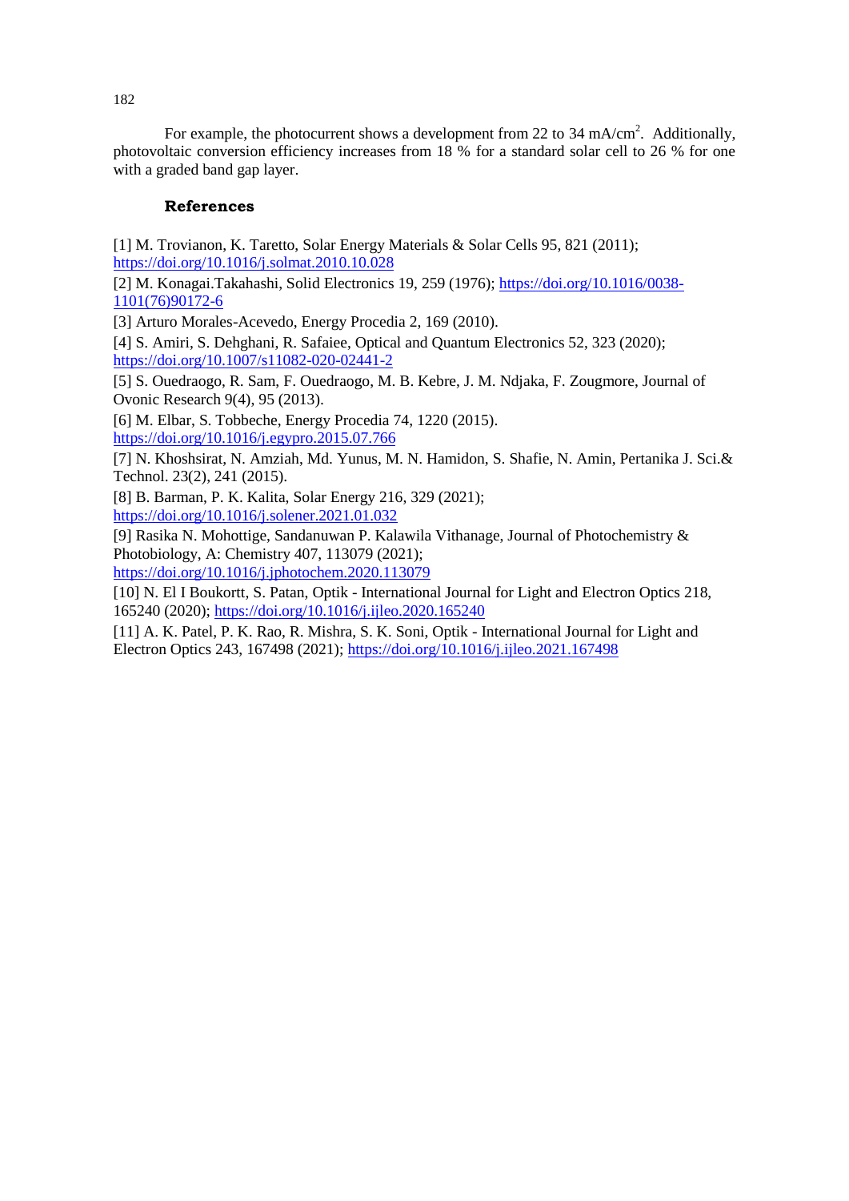For example, the photocurrent shows a development from 22 to 34 mA/cm$^2$. Additionally, photovoltaic conversion efficiency increases from 18 % for a standard solar cell to 26 % for one with a graded band gap layer.

## References

[1] M. Trovianon, K. Taretto, Solar Energy Materials & Solar Cells 95, 821 (2011); https://doi.org/10.1016/j.solmat.2010.10.028

[2] M. Konagai.Takahashi, Solid Electronics 19, 259 (1976); https://doi.org/10.1016/0038-1101(76)90172-6

[3] Arturo Morales-Acevedo, Energy Procedia 2, 169 (2010).

[4] S. Amiri, S. Dehghani, R. Safaiee, Optical and Quantum Electronics 52, 323 (2020); https://doi.org/10.1007/s11082-020-02441-2

[5] S. Ouedraogo, R. Sam, F. Ouedraogo, M. B. Kebre, J. M. Ndjaka, F. Zougmore, Journal of Ovonic Research 9(4), 95 (2013).

[6] M. Elbar, S. Tobbeche, Energy Procedia 74, 1220 (2015). https://doi.org/10.1016/j.egypro.2015.07.766

[7] N. Khoshsirat, N. Amziah, Md. Yunus, M. N. Hamidon, S. Shafie, N. Amin, Pertanika J. Sci.& Technol. 23(2), 241 (2015).

[8] B. Barman, P. K. Kalita, Solar Energy 216, 329 (2021); https://doi.org/10.1016/j.solener.2021.01.032

[9] Rasika N. Mohottige, Sandanuwan P. Kalawila Vithanage, Journal of Photochemistry & Photobiology, A: Chemistry 407, 113079 (2021); https://doi.org/10.1016/j.jphotochem.2020.113079

[10] N. El I Boukortt, S. Patan, Optik - International Journal for Light and Electron Optics 218, 165240 (2020); https://doi.org/10.1016/j.ijleo.2020.165240

[11] A. K. Patel, P. K. Rao, R. Mishra, S. K. Soni, Optik - International Journal for Light and Electron Optics 243, 167498 (2021); https://doi.org/10.1016/j.ijleo.2021.167498